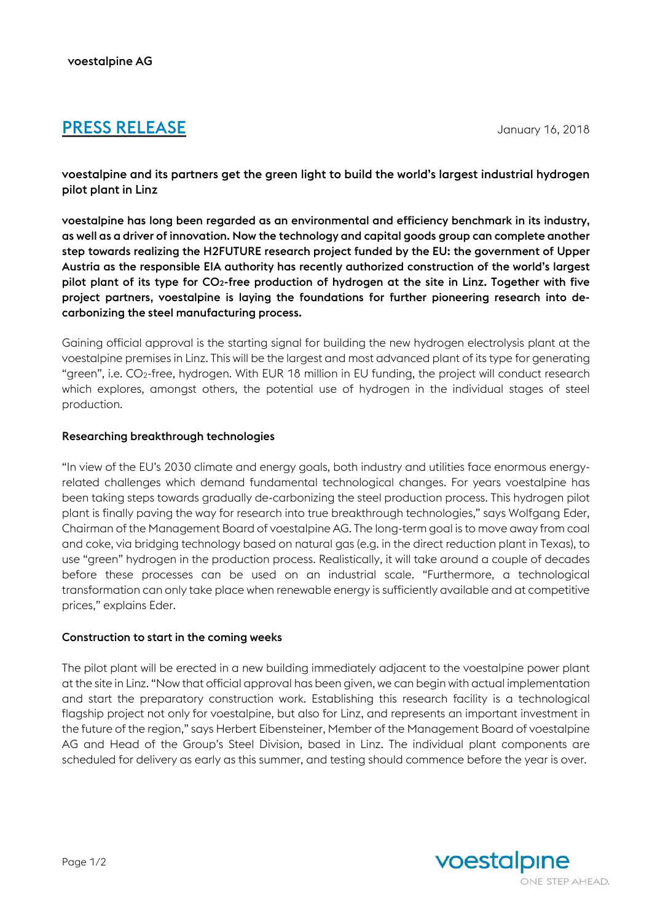voestalpine AG

## PRESS RELEASE

January 16, 2018

**voestalpine and its partners get the green light to build the world's largest industrial hydrogen pilot plant in Linz**

**voestalpine has long been regarded as an environmental and efficiency benchmark in its industry, as well as a driver of innovation. Now the technology and capital goods group can complete another step towards realizing the H2FUTURE research project funded by the EU: the government of Upper Austria as the responsible EIA authority has recently authorized construction of the world's largest pilot plant of its type for $CO_2$-free production of hydrogen at the site in Linz. Together with five project partners, voestalpine is laying the foundations for further pioneering research into de-carbonizing the steel manufacturing process.**

Gaining official approval is the starting signal for building the new hydrogen electrolysis plant at the voestalpine premises in Linz. This will be the largest and most advanced plant of its type for generating "green", i.e. $CO_2$-free, hydrogen. With EUR 18 million in EU funding, the project will conduct research which explores, amongst others, the potential use of hydrogen in the individual stages of steel production.

### Researching breakthrough technologies

"In view of the EU's 2030 climate and energy goals, both industry and utilities face enormous energy-related challenges which demand fundamental technological changes. For years voestalpine has been taking steps towards gradually de-carbonizing the steel production process. This hydrogen pilot plant is finally paving the way for research into true breakthrough technologies," says Wolfgang Eder, Chairman of the Management Board of voestalpine AG. The long-term goal is to move away from coal and coke, via bridging technology based on natural gas (e.g. in the direct reduction plant in Texas), to use "green" hydrogen in the production process. Realistically, it will take around a couple of decades before these processes can be used on an industrial scale. "Furthermore, a technological transformation can only take place when renewable energy is sufficiently available and at competitive prices," explains Eder.

### Construction to start in the coming weeks

The pilot plant will be erected in a new building immediately adjacent to the voestalpine power plant at the site in Linz. "Now that official approval has been given, we can begin with actual implementation and start the preparatory construction work. Establishing this research facility is a technological flagship project not only for voestalpine, but also for Linz, and represents an important investment in the future of the region," says Herbert Eibensteiner, Member of the Management Board of voestalpine AG and Head of the Group's Steel Division, based in Linz. The individual plant components are scheduled for delivery as early as this summer, and testing should commence before the year is over.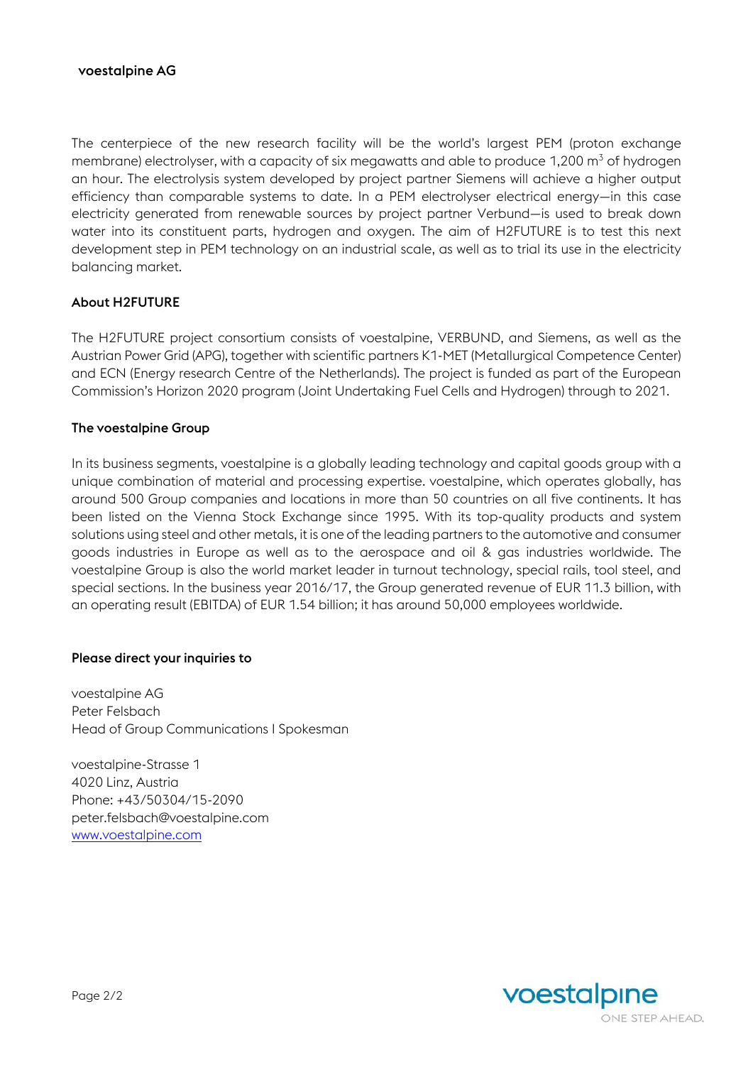The centerpiece of the new research facility will be the world's largest PEM (proton exchange membrane) electrolyser, with a capacity of six megawatts and able to produce 1,200 $m^3$ of hydrogen an hour. The electrolysis system developed by project partner Siemens will achieve a higher output efficiency than comparable systems to date. In a PEM electrolyser electrical energy—in this case electricity generated from renewable sources by project partner Verbund—is used to break down water into its constituent parts, hydrogen and oxygen. The aim of H2FUTURE is to test this next development step in PEM technology on an industrial scale, as well as to trial its use in the electricity balancing market.

**About H2FUTURE**

The H2FUTURE project consortium consists of voestalpine, VERBUND, and Siemens, as well as the Austrian Power Grid (APG), together with scientific partners K1-MET (Metallurgical Competence Center) and ECN (Energy research Centre of the Netherlands). The project is funded as part of the European Commission's Horizon 2020 program (Joint Undertaking Fuel Cells and Hydrogen) through to 2021.

**The voestalpine Group**

In its business segments, voestalpine is a globally leading technology and capital goods group with a unique combination of material and processing expertise. voestalpine, which operates globally, has around 500 Group companies and locations in more than 50 countries on all five continents. It has been listed on the Vienna Stock Exchange since 1995. With its top-quality products and system solutions using steel and other metals, it is one of the leading partners to the automotive and consumer goods industries in Europe as well as to the aerospace and oil & gas industries worldwide. The voestalpine Group is also the world market leader in turnout technology, special rails, tool steel, and special sections. In the business year 2016/17, the Group generated revenue of EUR 11.3 billion, with an operating result (EBITDA) of EUR 1.54 billion; it has around 50,000 employees worldwide.

**Please direct your inquiries to**

voestalpine AG
Peter Felsbach
Head of Group Communications I Spokesman

voestalpine-Strasse 1
4020 Linz, Austria
Phone: +43/50304/15-2090
peter.felsbach@voestalpine.com
www.voestalpine.com